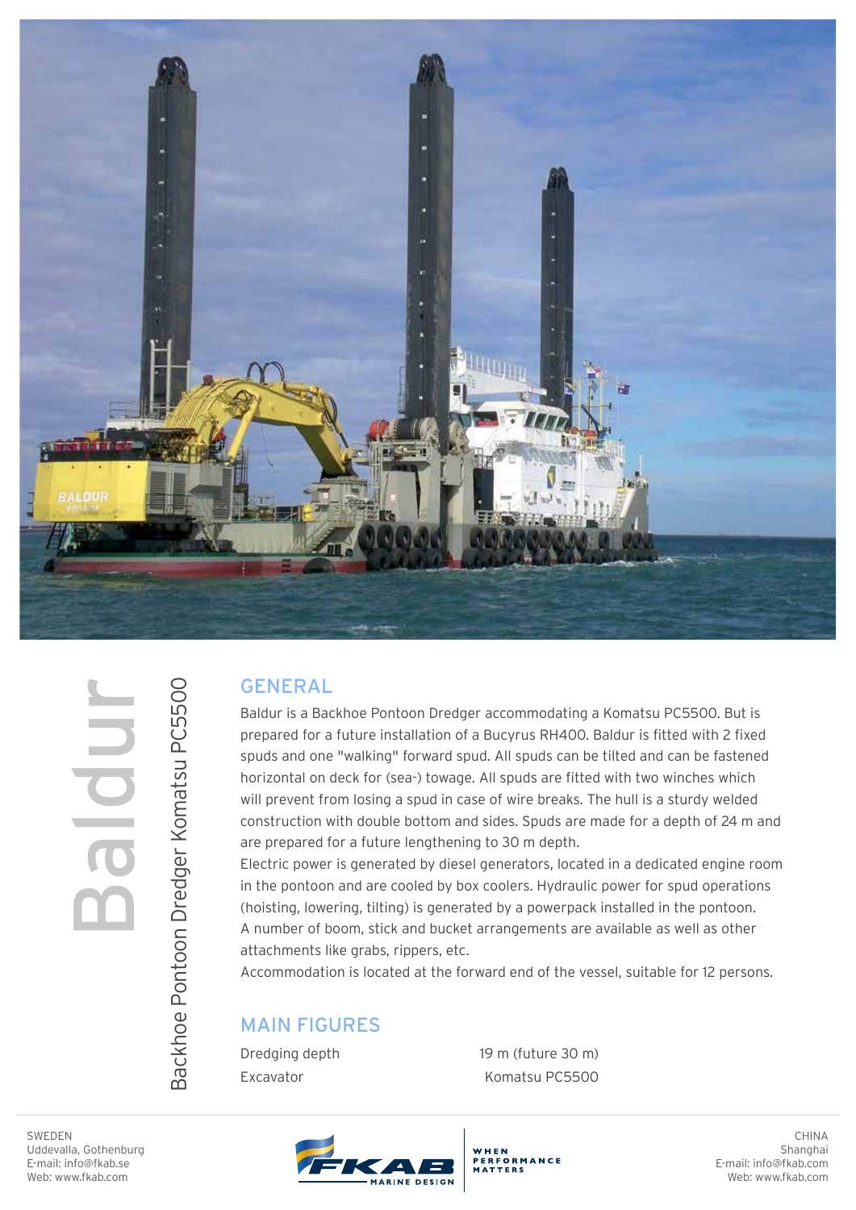# Baldur

## Backhoe Pontoon Dredger Komatsu PC5500

### GENERAL

Baldur is a Backhoe Pontoon Dredger accommodating a Komatsu PC5500. But is prepared for a future installation of a Bucyrus RH400. Baldur is fitted with 2 fixed spuds and one "walking" forward spud. All spuds can be tilted and can be fastened horizontal on deck for (sea-) towage. All spuds are fitted with two winches which will prevent from losing a spud in case of wire breaks. The hull is a sturdy welded construction with double bottom and sides. Spuds are made for a depth of 24 m and are prepared for a future lengthening to 30 m depth.

Electric power is generated by diesel generators, located in a dedicated engine room in the pontoon and are cooled by box coolers. Hydraulic power for spud operations (hoisting, lowering, tilting) is generated by a powerpack installed in the pontoon.

A number of boom, stick and bucket arrangements are available as well as other attachments like grabs, rippers, etc.

Accommodation is located at the forward end of the vessel, suitable for 12 persons.

### MAIN FIGURES

| | |
|---|---|
| Dredging depth | 19 m (future 30 m) |
| Excavator | Komatsu PC5500 |

SWEDEN
Uddevalla, Gothenburg
E-mail: info@fkab.se
Web: www.fkab.se

FKAB MARINE DESIGN — WHEN PERFORMANCE MATTERS

CHINA
Shanghai
E-mail: info@fkab.com
Web: www.fkab.com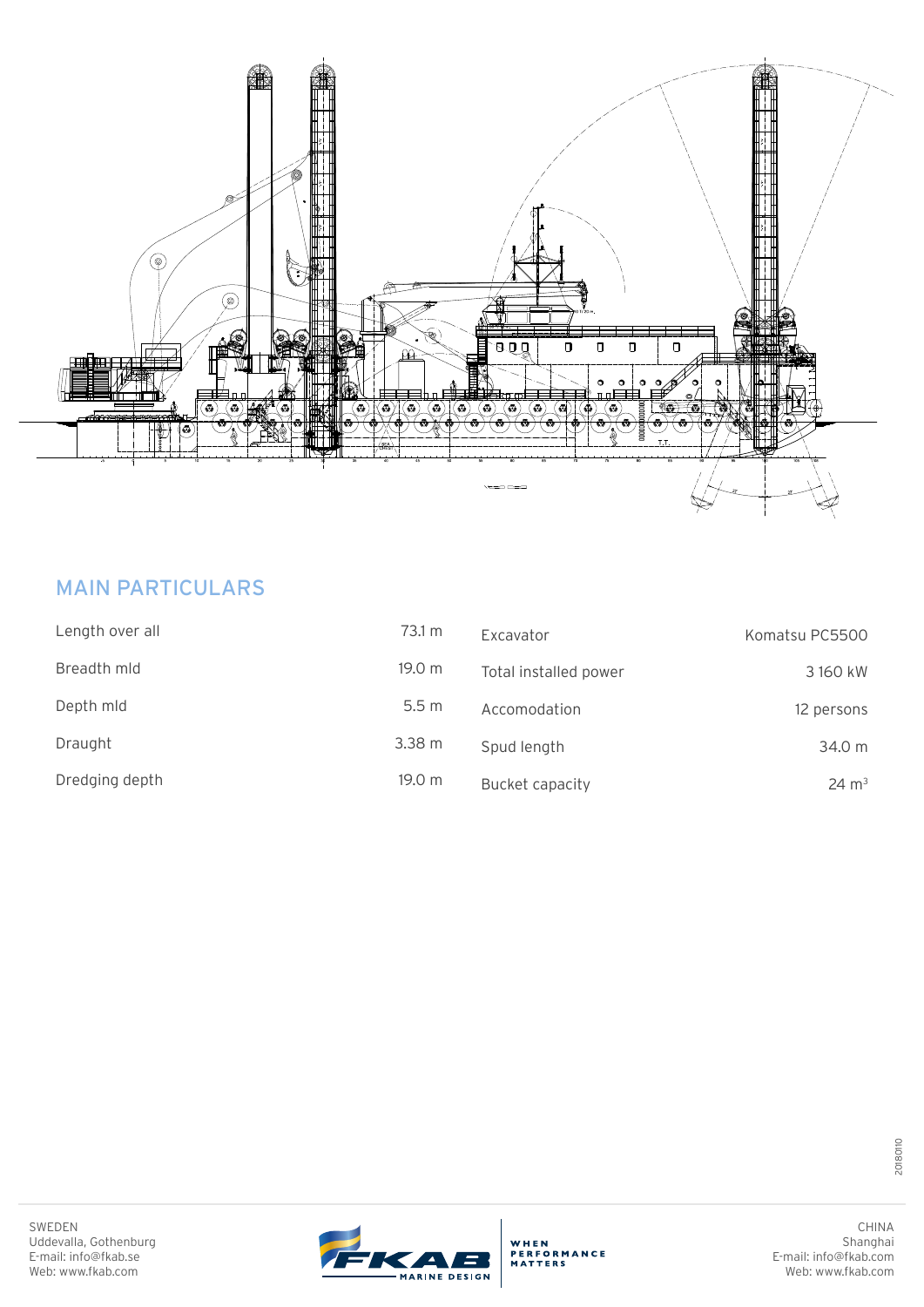## MAIN PARTICULARS

| | | | |
|---|---|---|---|
| Length over all | 73.1 m | Excavator | Komatsu PC5500 |
| Breadth mld | 19.0 m | Total installed power | 3 160 kW |
| Depth mld | 5.5 m | Accomodation | 12 persons |
| Draught | 3.38 m | Spud length | 34.0 m |
| Dredging depth | 19.0 m | Bucket capacity | 24 $m^3$ |

20180110

SWEDEN
Uddevalla, Gothenburg
E-mail: info@fkab.se
Web: www.fkab.com

FKAB MARINE DESIGN

WHEN PERFORMANCE MATTERS

CHINA
Shanghai
E-mail: info@fkab.com
Web: www.fkab.com